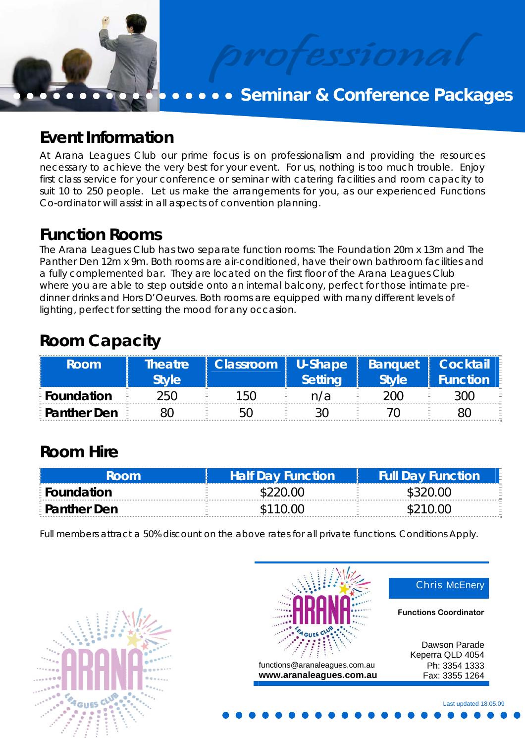*professional*

# Seminar & Conference Packages

## Event Information

At Arana Leagues Club our prime focus is on professionalism and providing the resources necessary to achieve the very best for your event. For us, nothing is too much trouble. Enjoy first class service for your conference or seminar with catering facilities and room capacity to suit 10 to 250 people. Let us make the arrangements for you, as our experienced Functions Co-ordinator will assist in all aspects of convention planning.

## Function Rooms

The Arana Leagues Club has two separate function rooms: The Foundation 20m x 13m and The Panther Den 12m x 9m. Both rooms are air-conditioned, have their own bathroom facilities and a fully complemented bar. They are located on the first floor of the Arana Leagues Club where you are able to step outside onto an internal balcony, perfect for those intimate pre-dinner drinks and Hors D'Oeurves. Both rooms are equipped with many different levels of lighting, perfect for setting the mood for any occasion.

## Room Capacity

| Room | Theatre Style | Classroom | U-Shape Setting | Banquet Style | Cocktail Function |
|---|---|---|---|---|---|
| **Foundation** | 250 | 150 | n/a | 200 | 300 |
| **Panther Den** | 80 | 50 | 30 | 70 | 80 |

## Room Hire

| Room | Half Day Function | Full Day Function |
|---|---|---|
| **Foundation** | $220.00 | $320.00 |
| **Panther Den** | $110.00 | $210.00 |

Full members attract a 50% discount on the above rates for all private functions. Conditions Apply.

functions@aranaleagues.com.au
**www.aranaleagues.com.au**

Chris McEnery
**Functions Coordinator**

Dawson Parade
Keperra QLD 4054
Ph: 3354 1333
Fax: 3355 1264

Last updated 18.05.09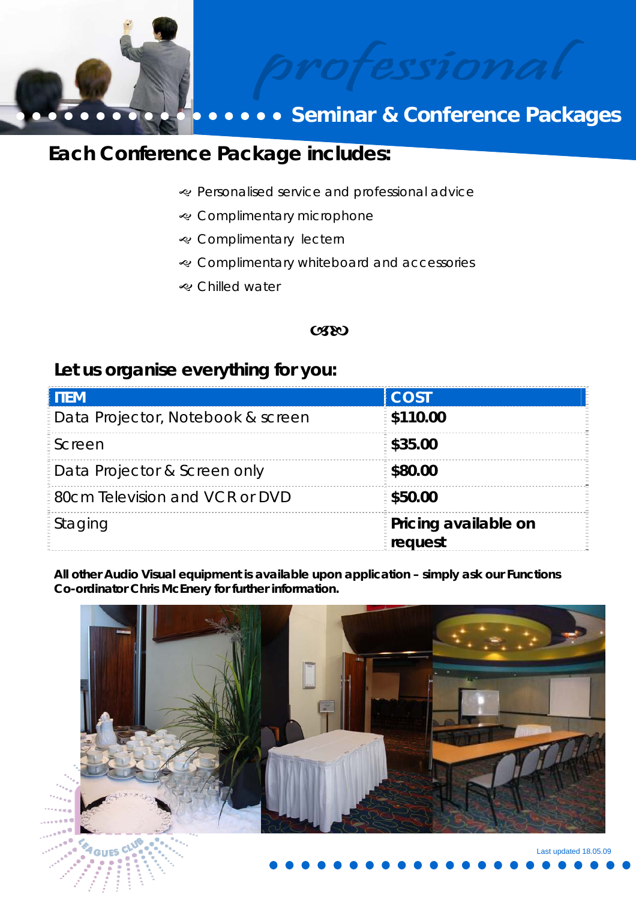*professional*

# Seminar & Conference Packages

## Each Conference Package includes:

- Personalised service and professional advice
- Complimentary microphone
- Complimentary lectern
- Complimentary whiteboard and accessories
- Chilled water

## Let us organise everything for you:

| ITEM | COST |
|---|---|
| Data Projector, Notebook & screen | **$110.00** |
| Screen | **$35.00** |
| Data Projector & Screen only | **$80.00** |
| 80cm Television and VCR or DVD | **$50.00** |
| Staging | **Pricing available on request** |

**All other Audio Visual equipment is available upon application – simply ask our Functions Co-ordinator Chris McEnery for further information.**

Last updated 18.05.09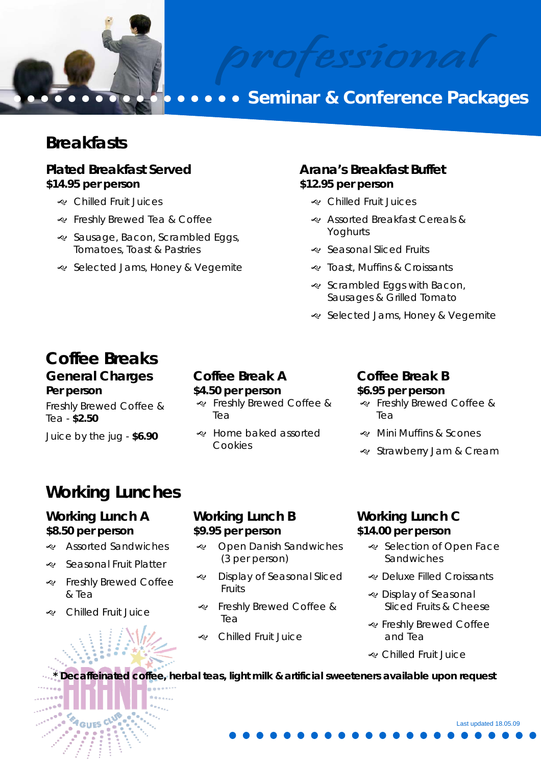*professional*

# Seminar & Conference Packages

## Breakfasts

### Plated Breakfast Served
**$14.95 per person**

- Chilled Fruit Juices
- Freshly Brewed Tea & Coffee
- Sausage, Bacon, Scrambled Eggs, Tomatoes, Toast & Pastries
- Selected Jams, Honey & Vegemite

### Arana's Breakfast Buffet
**$12.95 per person**

- Chilled Fruit Juices
- Assorted Breakfast Cereals & Yoghurts
- Seasonal Sliced Fruits
- Toast, Muffins & Croissants
- Scrambled Eggs with Bacon, Sausages & Grilled Tomato
- Selected Jams, Honey & Vegemite

## Coffee Breaks

### General Charges
**Per person**

Freshly Brewed Coffee & Tea - **$2.50**

Juice by the jug - **$6.90**

### Coffee Break A
**$4.50 per person**

- Freshly Brewed Coffee & Tea
- Home baked assorted Cookies

### Coffee Break B
**$6.95 per person**

- Freshly Brewed Coffee & Tea
- Mini Muffins & Scones
- Strawberry Jam & Cream

## Working Lunches

### Working Lunch A
**$8.50 per person**

- Assorted Sandwiches
- Seasonal Fruit Platter
- Freshly Brewed Coffee & Tea
- Chilled Fruit Juice

### Working Lunch B
**$9.95 per person**

- Open Danish Sandwiches (3 per person)
- Display of Seasonal Sliced Fruits
- Freshly Brewed Coffee & Tea
- Chilled Fruit Juice

### Working Lunch C
**$14.00 per person**

- Selection of Open Face Sandwiches
- Deluxe Filled Croissants
- Display of Seasonal Sliced Fruits & Cheese
- Freshly Brewed Coffee and Tea
- Chilled Fruit Juice

**\* Decaffeinated coffee, herbal teas, light milk & artificial sweeteners available upon request**

ARANA LEAGUES CLUB

Last updated 18.05.09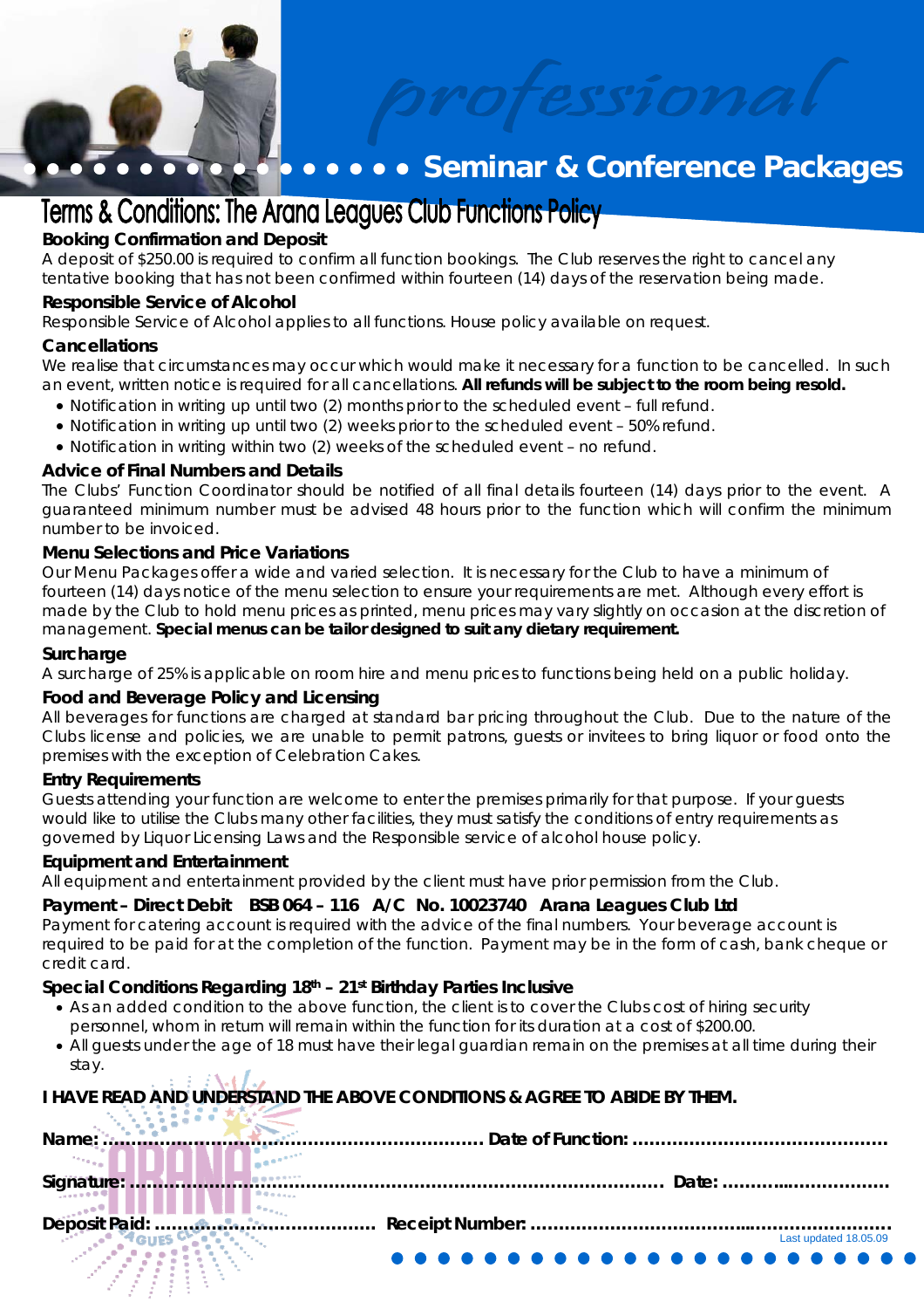professional

# Seminar & Conference Packages

## Terms & Conditions: The Arana Leagues Club Functions Policy

### Booking Confirmation and Deposit

A deposit of $250.00 is required to confirm all function bookings. The Club reserves the right to cancel any tentative booking that has not been confirmed within fourteen (14) days of the reservation being made.

### Responsible Service of Alcohol

Responsible Service of Alcohol applies to all functions. House policy available on request.

### Cancellations

We realise that circumstances may occur which would make it necessary for a function to be cancelled. In such an event, written notice is required for all cancellations. **All refunds will be subject to the room being resold.**

- Notification in writing up until two (2) months prior to the scheduled event – full refund.
- Notification in writing up until two (2) weeks prior to the scheduled event – 50% refund.
- Notification in writing within two (2) weeks of the scheduled event – no refund.

### Advice of Final Numbers and Details

The Clubs' Function Coordinator should be notified of all final details fourteen (14) days prior to the event. A guaranteed minimum number must be advised 48 hours prior to the function which will confirm the minimum number to be invoiced.

### Menu Selections and Price Variations

Our Menu Packages offer a wide and varied selection. It is necessary for the Club to have a minimum of fourteen (14) days notice of the menu selection to ensure your requirements are met. Although every effort is made by the Club to hold menu prices as printed, menu prices may vary slightly on occasion at the discretion of management. **Special menus can be tailor designed to suit any dietary requirement.**

### Surcharge

A surcharge of 25% is applicable on room hire and menu prices to functions being held on a public holiday.

### Food and Beverage Policy and Licensing

All beverages for functions are charged at standard bar pricing throughout the Club. Due to the nature of the Clubs license and policies, we are unable to permit patrons, guests or invitees to bring liquor or food onto the premises with the exception of Celebration Cakes.

### Entry Requirements

Guests attending your function are welcome to enter the premises primarily for that purpose. If your guests would like to utilise the Clubs many other facilities, they must satisfy the conditions of entry requirements as governed by Liquor Licensing Laws and the Responsible service of alcohol house policy.

### Equipment and Entertainment

All equipment and entertainment provided by the client must have prior permission from the Club.

### Payment – Direct Debit BSB 064 – 116 A/C No. 10023740 Arana Leagues Club Ltd

Payment for catering account is required with the advice of the final numbers. Your beverage account is required to be paid for at the completion of the function. Payment may be in the form of cash, bank cheque or credit card.

### Special Conditions Regarding 18th – 21st Birthday Parties Inclusive

- As an added condition to the above function, the client is to cover the Clubs cost of hiring security personnel, whom in return will remain within the function for its duration at a cost of $200.00.
- All guests under the age of 18 must have their legal guardian remain on the premises at all time during their stay.

**I HAVE READ AND UNDERSTAND THE ABOVE CONDITIONS & AGREE TO ABIDE BY THEM.**

**Name:** ........................................................................ **Date of Function:** ............................................

**Signature:** ........................................................................................ **Date:** ...........................

**Deposit Paid:** ...................................... **Receipt Number:** ................................................................

Last updated 18.05.09